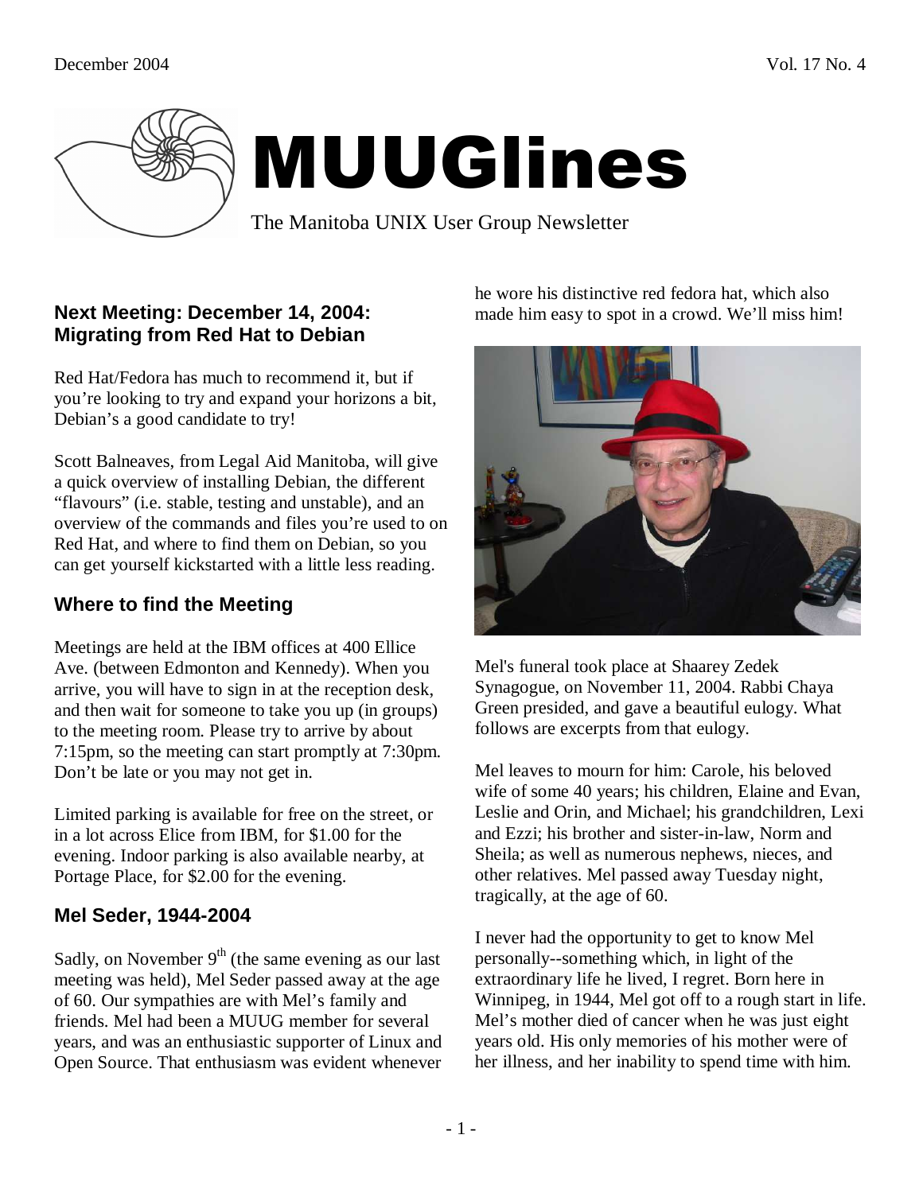# MUUGlines

The Manitoba UNIX User Group Newsletter

## Next Meeting: December 14, 2004: Migrating from Red Hat to Debian

Red Hat/Fedora has much to recommend it, but if you're looking to try and expand your horizons a bit, Debian's a good candidate to try!

Scott Balneaves, from Legal Aid Manitoba, will give a quick overview of installing Debian, the different "flavours" (i.e. stable, testing and unstable), and an overview of the commands and files you're used to on Red Hat, and where to find them on Debian, so you can get yourself kickstarted with a little less reading.

## Where to find the Meeting

Meetings are held at the IBM offices at 400 Ellice Ave. (between Edmonton and Kennedy). When you arrive, you will have to sign in at the reception desk, and then wait for someone to take you up (in groups) to the meeting room. Please try to arrive by about 7:15pm, so the meeting can start promptly at 7:30pm. Don't be late or you may not get in.

Limited parking is available for free on the street, or in a lot across Elice from IBM, for $1.00 for the evening. Indoor parking is also available nearby, at Portage Place, for $2.00 for the evening.

## Mel Seder, 1944-2004

Sadly, on November 9th (the same evening as our last meeting was held), Mel Seder passed away at the age of 60. Our sympathies are with Mel's family and friends. Mel had been a MUUG member for several years, and was an enthusiastic supporter of Linux and Open Source. That enthusiasm was evident whenever he wore his distinctive red fedora hat, which also made him easy to spot in a crowd. We'll miss him!

Mel's funeral took place at Shaarey Zedek Synagogue, on November 11, 2004. Rabbi Chaya Green presided, and gave a beautiful eulogy. What follows are excerpts from that eulogy.

Mel leaves to mourn for him: Carole, his beloved wife of some 40 years; his children, Elaine and Evan, Leslie and Orin, and Michael; his grandchildren, Lexi and Ezzi; his brother and sister-in-law, Norm and Sheila; as well as numerous nephews, nieces, and other relatives. Mel passed away Tuesday night, tragically, at the age of 60.

I never had the opportunity to get to know Mel personally--something which, in light of the extraordinary life he lived, I regret. Born here in Winnipeg, in 1944, Mel got off to a rough start in life. Mel's mother died of cancer when he was just eight years old. His only memories of his mother were of her illness, and her inability to spend time with him.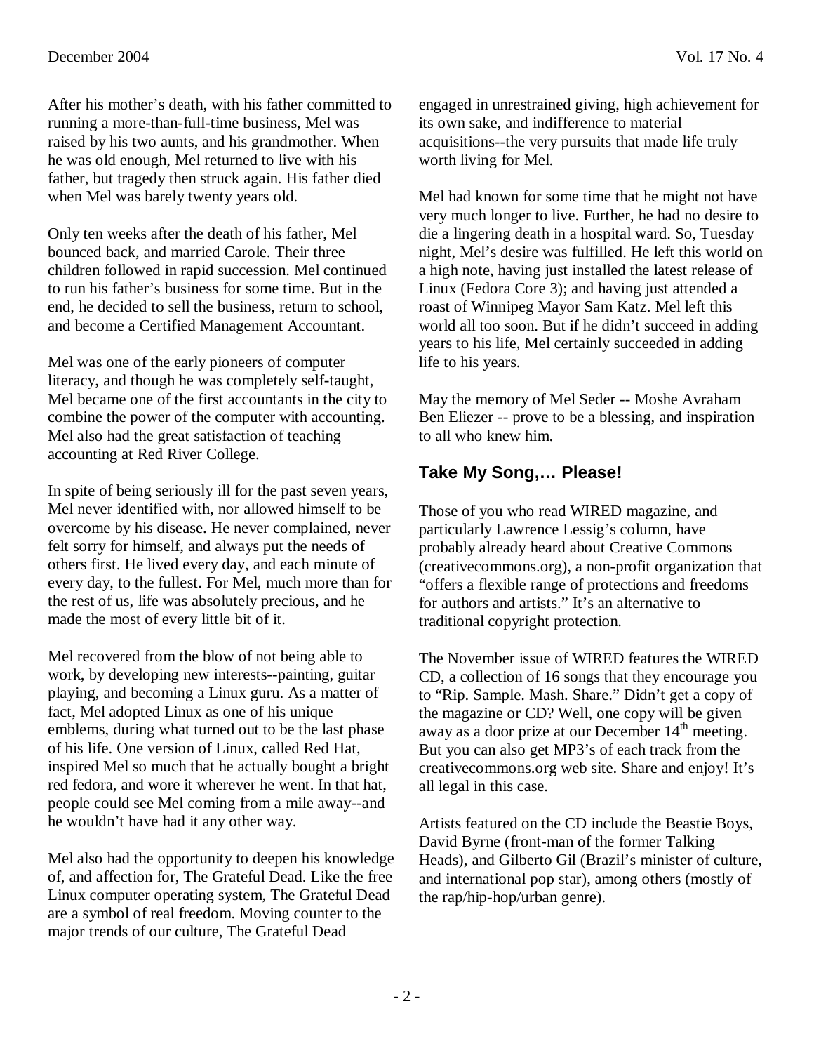After his mother's death, with his father committed to running a more-than-full-time business, Mel was raised by his two aunts, and his grandmother. When he was old enough, Mel returned to live with his father, but tragedy then struck again. His father died when Mel was barely twenty years old.

Only ten weeks after the death of his father, Mel bounced back, and married Carole. Their three children followed in rapid succession. Mel continued to run his father's business for some time. But in the end, he decided to sell the business, return to school, and become a Certified Management Accountant.

Mel was one of the early pioneers of computer literacy, and though he was completely self-taught, Mel became one of the first accountants in the city to combine the power of the computer with accounting. Mel also had the great satisfaction of teaching accounting at Red River College.

In spite of being seriously ill for the past seven years, Mel never identified with, nor allowed himself to be overcome by his disease. He never complained, never felt sorry for himself, and always put the needs of others first. He lived every day, and each minute of every day, to the fullest. For Mel, much more than for the rest of us, life was absolutely precious, and he made the most of every little bit of it.

Mel recovered from the blow of not being able to work, by developing new interests--painting, guitar playing, and becoming a Linux guru. As a matter of fact, Mel adopted Linux as one of his unique emblems, during what turned out to be the last phase of his life. One version of Linux, called Red Hat, inspired Mel so much that he actually bought a bright red fedora, and wore it wherever he went. In that hat, people could see Mel coming from a mile away--and he wouldn't have had it any other way.

Mel also had the opportunity to deepen his knowledge of, and affection for, The Grateful Dead. Like the free Linux computer operating system, The Grateful Dead are a symbol of real freedom. Moving counter to the major trends of our culture, The Grateful Dead engaged in unrestrained giving, high achievement for its own sake, and indifference to material acquisitions--the very pursuits that made life truly worth living for Mel.

Mel had known for some time that he might not have very much longer to live. Further, he had no desire to die a lingering death in a hospital ward. So, Tuesday night, Mel's desire was fulfilled. He left this world on a high note, having just installed the latest release of Linux (Fedora Core 3); and having just attended a roast of Winnipeg Mayor Sam Katz. Mel left this world all too soon. But if he didn't succeed in adding years to his life, Mel certainly succeeded in adding life to his years.

May the memory of Mel Seder -- Moshe Avraham Ben Eliezer -- prove to be a blessing, and inspiration to all who knew him.

## Take My Song,… Please!

Those of you who read WIRED magazine, and particularly Lawrence Lessig's column, have probably already heard about Creative Commons (creativecommons.org), a non-profit organization that "offers a flexible range of protections and freedoms for authors and artists." It's an alternative to traditional copyright protection.

The November issue of WIRED features the WIRED CD, a collection of 16 songs that they encourage you to "Rip. Sample. Mash. Share." Didn't get a copy of the magazine or CD? Well, one copy will be given away as a door prize at our December 14th meeting. But you can also get MP3's of each track from the creativecommons.org web site. Share and enjoy! It's all legal in this case.

Artists featured on the CD include the Beastie Boys, David Byrne (front-man of the former Talking Heads), and Gilberto Gil (Brazil's minister of culture, and international pop star), among others (mostly of the rap/hip-hop/urban genre).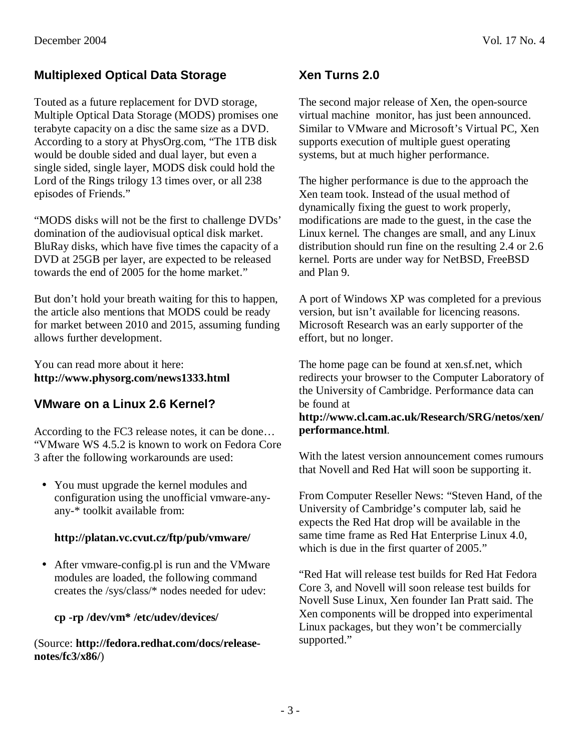## Multiplexed Optical Data Storage

Touted as a future replacement for DVD storage, Multiple Optical Data Storage (MODS) promises one terabyte capacity on a disc the same size as a DVD. According to a story at PhysOrg.com, "The 1TB disk would be double sided and dual layer, but even a single sided, single layer, MODS disk could hold the Lord of the Rings trilogy 13 times over, or all 238 episodes of Friends."

"MODS disks will not be the first to challenge DVDs' domination of the audiovisual optical disk market. BluRay disks, which have five times the capacity of a DVD at 25GB per layer, are expected to be released towards the end of 2005 for the home market."

But don't hold your breath waiting for this to happen, the article also mentions that MODS could be ready for market between 2010 and 2015, assuming funding allows further development.

You can read more about it here:
**http://www.physorg.com/news1333.html**

## VMware on a Linux 2.6 Kernel?

According to the FC3 release notes, it can be done… "VMware WS 4.5.2 is known to work on Fedora Core 3 after the following workarounds are used:

- You must upgrade the kernel modules and configuration using the unofficial vmware-any-any-* toolkit available from:

  **http://platan.vc.cvut.cz/ftp/pub/vmware/**

- After vmware-config.pl is run and the VMware modules are loaded, the following command creates the /sys/class/* nodes needed for udev:

  **cp -rp /dev/vm* /etc/udev/devices/**

(Source: **http://fedora.redhat.com/docs/release-notes/fc3/x86/**)

## Xen Turns 2.0

The second major release of Xen, the open-source virtual machine monitor, has just been announced. Similar to VMware and Microsoft's Virtual PC, Xen supports execution of multiple guest operating systems, but at much higher performance.

The higher performance is due to the approach the Xen team took. Instead of the usual method of dynamically fixing the guest to work properly, modifications are made to the guest, in the case the Linux kernel. The changes are small, and any Linux distribution should run fine on the resulting 2.4 or 2.6 kernel. Ports are under way for NetBSD, FreeBSD and Plan 9.

A port of Windows XP was completed for a previous version, but isn't available for licencing reasons. Microsoft Research was an early supporter of the effort, but no longer.

The home page can be found at xen.sf.net, which redirects your browser to the Computer Laboratory of the University of Cambridge. Performance data can be found at
**http://www.cl.cam.ac.uk/Research/SRG/netos/xen/performance.html**.

With the latest version announcement comes rumours that Novell and Red Hat will soon be supporting it.

From Computer Reseller News: "Steven Hand, of the University of Cambridge's computer lab, said he expects the Red Hat drop will be available in the same time frame as Red Hat Enterprise Linux 4.0, which is due in the first quarter of 2005."

"Red Hat will release test builds for Red Hat Fedora Core 3, and Novell will soon release test builds for Novell Suse Linux, Xen founder Ian Pratt said. The Xen components will be dropped into experimental Linux packages, but they won't be commercially supported."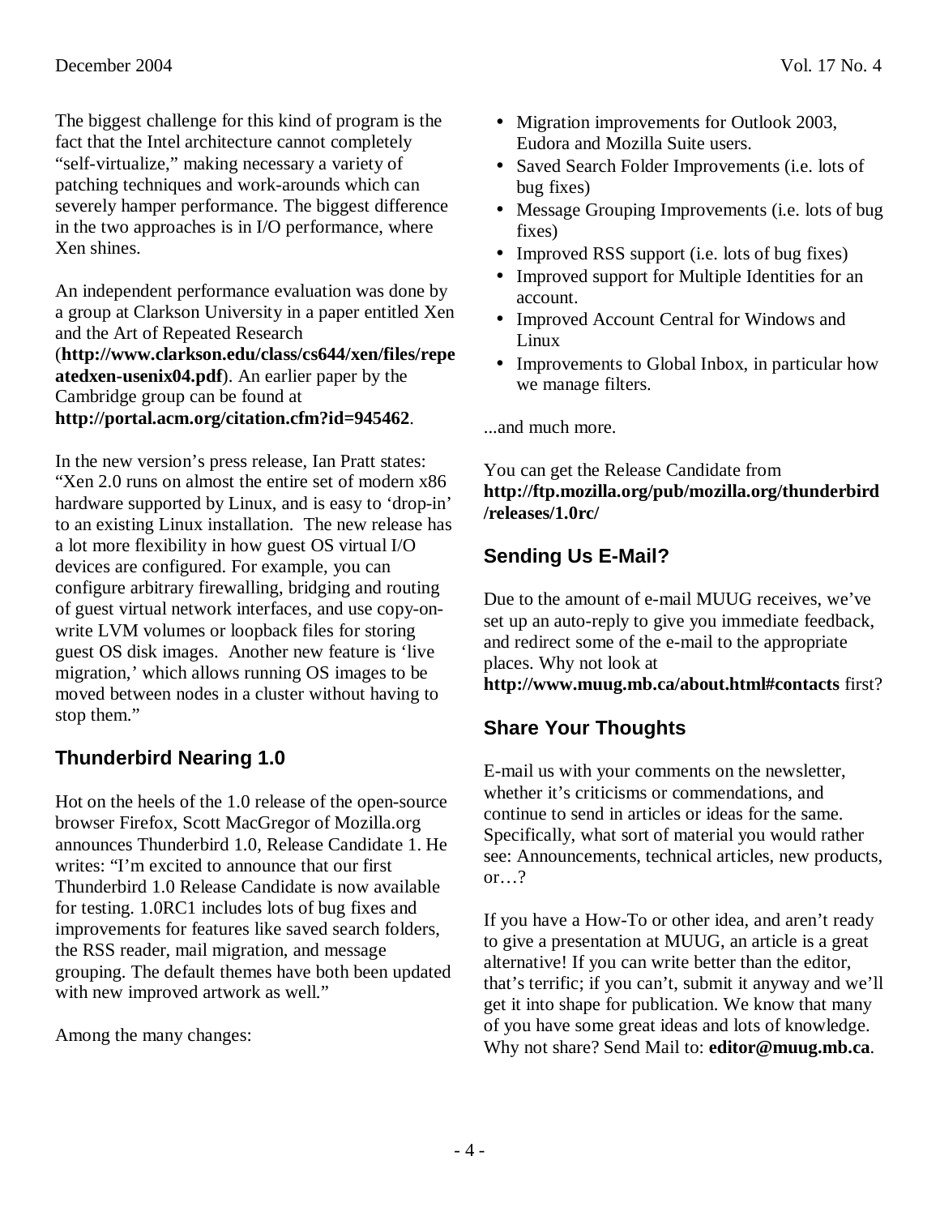The biggest challenge for this kind of program is the fact that the Intel architecture cannot completely "self-virtualize," making necessary a variety of patching techniques and work-arounds which can severely hamper performance. The biggest difference in the two approaches is in I/O performance, where Xen shines.

An independent performance evaluation was done by a group at Clarkson University in a paper entitled Xen and the Art of Repeated Research (**http://www.clarkson.edu/class/cs644/xen/files/repeatedxen-usenix04.pdf**). An earlier paper by the Cambridge group can be found at **http://portal.acm.org/citation.cfm?id=945462**.

In the new version's press release, Ian Pratt states: "Xen 2.0 runs on almost the entire set of modern x86 hardware supported by Linux, and is easy to 'drop-in' to an existing Linux installation. The new release has a lot more flexibility in how guest OS virtual I/O devices are configured. For example, you can configure arbitrary firewalling, bridging and routing of guest virtual network interfaces, and use copy-on-write LVM volumes or loopback files for storing guest OS disk images. Another new feature is 'live migration,' which allows running OS images to be moved between nodes in a cluster without having to stop them."

## Thunderbird Nearing 1.0

Hot on the heels of the 1.0 release of the open-source browser Firefox, Scott MacGregor of Mozilla.org announces Thunderbird 1.0, Release Candidate 1. He writes: "I'm excited to announce that our first Thunderbird 1.0 Release Candidate is now available for testing. 1.0RC1 includes lots of bug fixes and improvements for features like saved search folders, the RSS reader, mail migration, and message grouping. The default themes have both been updated with new improved artwork as well."

Among the many changes:

- Migration improvements for Outlook 2003, Eudora and Mozilla Suite users.
- Saved Search Folder Improvements (i.e. lots of bug fixes)
- Message Grouping Improvements (i.e. lots of bug fixes)
- Improved RSS support (i.e. lots of bug fixes)
- Improved support for Multiple Identities for an account.
- Improved Account Central for Windows and Linux
- Improvements to Global Inbox, in particular how we manage filters.

...and much more.

You can get the Release Candidate from **http://ftp.mozilla.org/pub/mozilla.org/thunderbird/releases/1.0rc/**

## Sending Us E-Mail?

Due to the amount of e-mail MUUG receives, we've set up an auto-reply to give you immediate feedback, and redirect some of the e-mail to the appropriate places. Why not look at **http://www.muug.mb.ca/about.html#contacts** first?

## Share Your Thoughts

E-mail us with your comments on the newsletter, whether it's criticisms or commendations, and continue to send in articles or ideas for the same. Specifically, what sort of material you would rather see: Announcements, technical articles, new products, or…?

If you have a How-To or other idea, and aren't ready to give a presentation at MUUG, an article is a great alternative! If you can write better than the editor, that's terrific; if you can't, submit it anyway and we'll get it into shape for publication. We know that many of you have some great ideas and lots of knowledge. Why not share? Send Mail to: **editor@muug.mb.ca**.